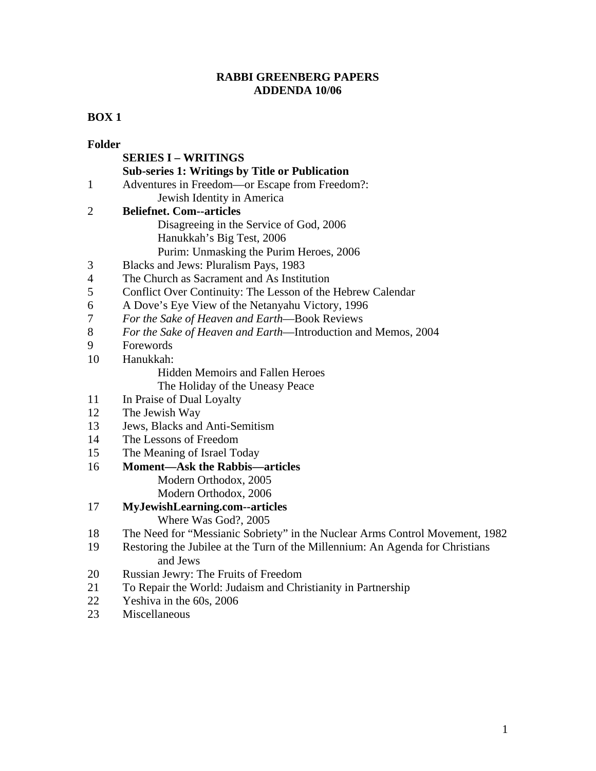# RABBI GREENBERG PAPERS
# ADDENDA 10/06

**BOX 1**

**Folder**

**SERIES I – WRITINGS**

**Sub-series 1: Writings by Title or Publication**

1 Adventures in Freedom—or Escape from Freedom?:
  Jewish Identity in America

2 **Beliefnet. Com--articles**
  Disagreeing in the Service of God, 2006
  Hanukkah's Big Test, 2006
  Purim: Unmasking the Purim Heroes, 2006

3 Blacks and Jews: Pluralism Pays, 1983

4 The Church as Sacrament and As Institution

5 Conflict Over Continuity: The Lesson of the Hebrew Calendar

6 A Dove's Eye View of the Netanyahu Victory, 1996

7 *For the Sake of Heaven and Earth*—Book Reviews

8 *For the Sake of Heaven and Earth*—Introduction and Memos, 2004

9 Forewords

10 Hanukkah:
  Hidden Memoirs and Fallen Heroes
  The Holiday of the Uneasy Peace

11 In Praise of Dual Loyalty

12 The Jewish Way

13 Jews, Blacks and Anti-Semitism

14 The Lessons of Freedom

15 The Meaning of Israel Today

16 **Moment—Ask the Rabbis—articles**
  Modern Orthodox, 2005
  Modern Orthodox, 2006

17 **MyJewishLearning.com--articles**
  Where Was God?, 2005

18 The Need for "Messianic Sobriety" in the Nuclear Arms Control Movement, 1982

19 Restoring the Jubilee at the Turn of the Millennium: An Agenda for Christians
  and Jews

20 Russian Jewry: The Fruits of Freedom

21 To Repair the World: Judaism and Christianity in Partnership

22 Yeshiva in the 60s, 2006

23 Miscellaneous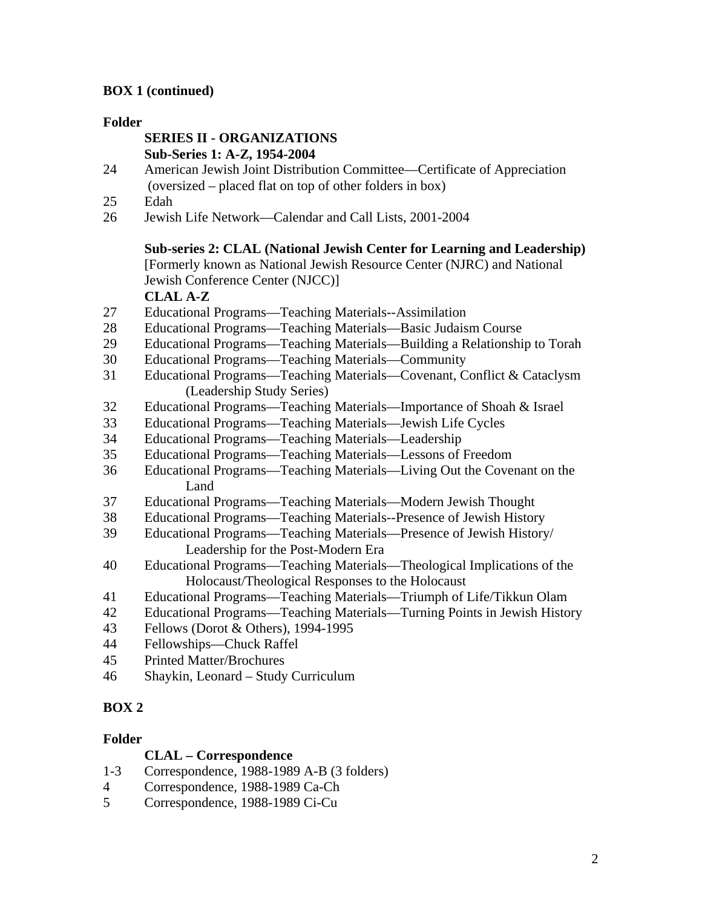**BOX 1 (continued)**

**Folder**

**SERIES II - ORGANIZATIONS**

**Sub-Series 1: A-Z, 1954-2004**

24 American Jewish Joint Distribution Committee—Certificate of Appreciation (oversized – placed flat on top of other folders in box)

25 Edah

26 Jewish Life Network—Calendar and Call Lists, 2001-2004

**Sub-series 2: CLAL (National Jewish Center for Learning and Leadership)**
[Formerly known as National Jewish Resource Center (NJRC) and National Jewish Conference Center (NJCC)]

**CLAL A-Z**

27 Educational Programs—Teaching Materials--Assimilation

28 Educational Programs—Teaching Materials—Basic Judaism Course

29 Educational Programs—Teaching Materials—Building a Relationship to Torah

30 Educational Programs—Teaching Materials—Community

31 Educational Programs—Teaching Materials—Covenant, Conflict & Cataclysm (Leadership Study Series)

32 Educational Programs—Teaching Materials—Importance of Shoah & Israel

33 Educational Programs—Teaching Materials—Jewish Life Cycles

34 Educational Programs—Teaching Materials—Leadership

35 Educational Programs—Teaching Materials—Lessons of Freedom

36 Educational Programs—Teaching Materials—Living Out the Covenant on the Land

37 Educational Programs—Teaching Materials—Modern Jewish Thought

38 Educational Programs—Teaching Materials--Presence of Jewish History

39 Educational Programs—Teaching Materials—Presence of Jewish History/ Leadership for the Post-Modern Era

40 Educational Programs—Teaching Materials—Theological Implications of the Holocaust/Theological Responses to the Holocaust

41 Educational Programs—Teaching Materials—Triumph of Life/Tikkun Olam

42 Educational Programs—Teaching Materials—Turning Points in Jewish History

43 Fellows (Dorot & Others), 1994-1995

44 Fellowships—Chuck Raffel

45 Printed Matter/Brochures

46 Shaykin, Leonard – Study Curriculum

**BOX 2**

**Folder**

**CLAL – Correspondence**

1-3 Correspondence, 1988-1989 A-B (3 folders)

4 Correspondence, 1988-1989 Ca-Ch

5 Correspondence, 1988-1989 Ci-Cu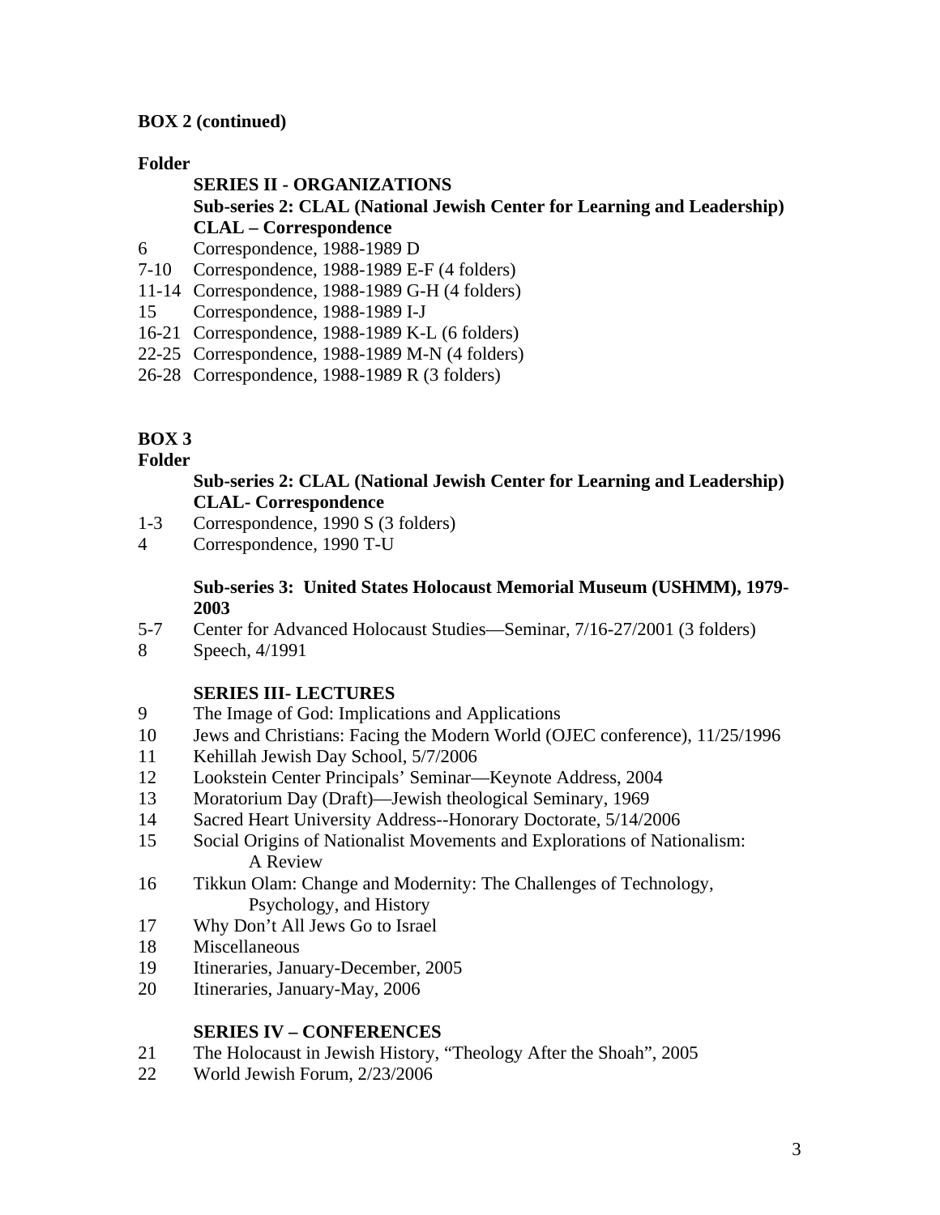**BOX 2 (continued)**

**Folder**

**SERIES II - ORGANIZATIONS**
**Sub-series 2: CLAL (National Jewish Center for Learning and Leadership)**
**CLAL – Correspondence**

| Folder | Description |
|---|---|
| 6 | Correspondence, 1988-1989 D |
| 7-10 | Correspondence, 1988-1989 E-F (4 folders) |
| 11-14 | Correspondence, 1988-1989 G-H (4 folders) |
| 15 | Correspondence, 1988-1989 I-J |
| 16-21 | Correspondence, 1988-1989 K-L (6 folders) |
| 22-25 | Correspondence, 1988-1989 M-N (4 folders) |
| 26-28 | Correspondence, 1988-1989 R (3 folders) |

**BOX 3**

**Folder**

**Sub-series 2: CLAL (National Jewish Center for Learning and Leadership)**
**CLAL- Correspondence**

| Folder | Description |
|---|---|
| 1-3 | Correspondence, 1990 S (3 folders) |
| 4 | Correspondence, 1990 T-U |

**Sub-series 3: United States Holocaust Memorial Museum (USHMM), 1979-2003**

| Folder | Description |
|---|---|
| 5-7 | Center for Advanced Holocaust Studies—Seminar, 7/16-27/2001 (3 folders) |
| 8 | Speech, 4/1991 |

**SERIES III- LECTURES**

| Folder | Description |
|---|---|
| 9 | The Image of God: Implications and Applications |
| 10 | Jews and Christians: Facing the Modern World (OJEC conference), 11/25/1996 |
| 11 | Kehillah Jewish Day School, 5/7/2006 |
| 12 | Lookstein Center Principals' Seminar—Keynote Address, 2004 |
| 13 | Moratorium Day (Draft)—Jewish theological Seminary, 1969 |
| 14 | Sacred Heart University Address--Honorary Doctorate, 5/14/2006 |
| 15 | Social Origins of Nationalist Movements and Explorations of Nationalism: A Review |
| 16 | Tikkun Olam: Change and Modernity: The Challenges of Technology, Psychology, and History |
| 17 | Why Don't All Jews Go to Israel |
| 18 | Miscellaneous |
| 19 | Itineraries, January-December, 2005 |
| 20 | Itineraries, January-May, 2006 |

**SERIES IV – CONFERENCES**

| Folder | Description |
|---|---|
| 21 | The Holocaust in Jewish History, "Theology After the Shoah", 2005 |
| 22 | World Jewish Forum, 2/23/2006 |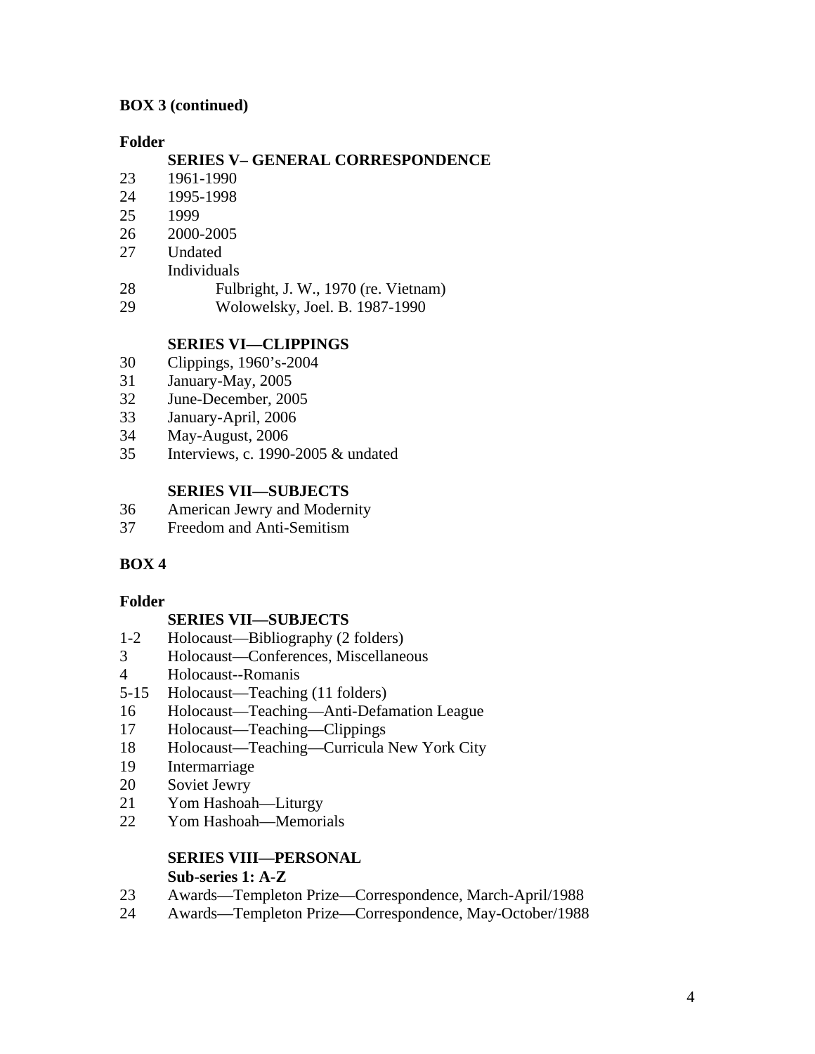**BOX 3 (continued)**

**Folder**

**SERIES V– GENERAL CORRESPONDENCE**

23 1961-1990
24 1995-1998
25 1999
26 2000-2005
27 Undated
Individuals
28 Fulbright, J. W., 1970 (re. Vietnam)
29 Wolowelsky, Joel. B. 1987-1990

**SERIES VI—CLIPPINGS**

30 Clippings, 1960's-2004
31 January-May, 2005
32 June-December, 2005
33 January-April, 2006
34 May-August, 2006
35 Interviews, c. 1990-2005 & undated

**SERIES VII—SUBJECTS**

36 American Jewry and Modernity
37 Freedom and Anti-Semitism

**BOX 4**

**Folder**

**SERIES VII—SUBJECTS**

1-2 Holocaust—Bibliography (2 folders)
3 Holocaust—Conferences, Miscellaneous
4 Holocaust--Romanis
5-15 Holocaust—Teaching (11 folders)
16 Holocaust—Teaching—Anti-Defamation League
17 Holocaust—Teaching—Clippings
18 Holocaust—Teaching—Curricula New York City
19 Intermarriage
20 Soviet Jewry
21 Yom Hashoah—Liturgy
22 Yom Hashoah—Memorials

**SERIES VIII—PERSONAL**

**Sub-series 1: A-Z**

23 Awards—Templeton Prize—Correspondence, March-April/1988
24 Awards—Templeton Prize—Correspondence, May-October/1988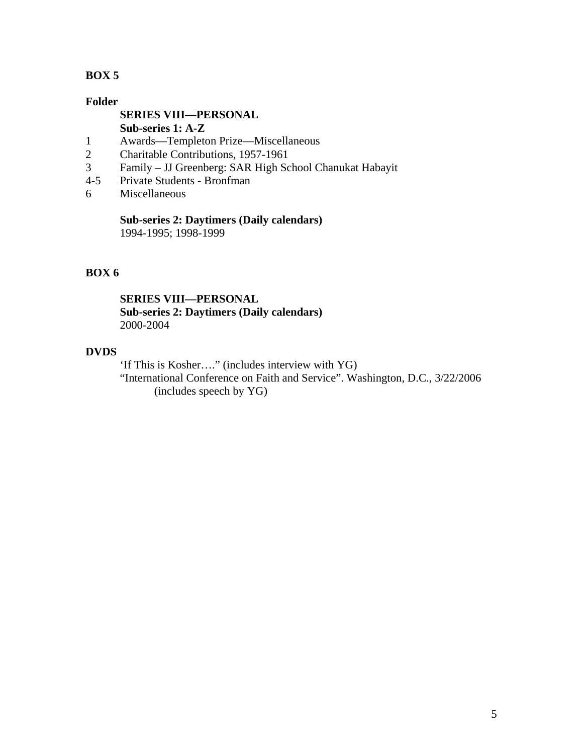**BOX 5**

**Folder**

**SERIES VIII—PERSONAL**
**Sub-series 1: A-Z**

| | |
|---|---|
| 1 | Awards—Templeton Prize—Miscellaneous |
| 2 | Charitable Contributions, 1957-1961 |
| 3 | Family – JJ Greenberg: SAR High School Chanukat Habayit |
| 4-5 | Private Students - Bronfman |
| 6 | Miscellaneous |

**Sub-series 2: Daytimers (Daily calendars)**
1994-1995; 1998-1999

**BOX 6**

**SERIES VIII—PERSONAL**
**Sub-series 2: Daytimers (Daily calendars)**
2000-2004

**DVDS**

'If This is Kosher…." (includes interview with YG)
"International Conference on Faith and Service". Washington, D.C., 3/22/2006
(includes speech by YG)